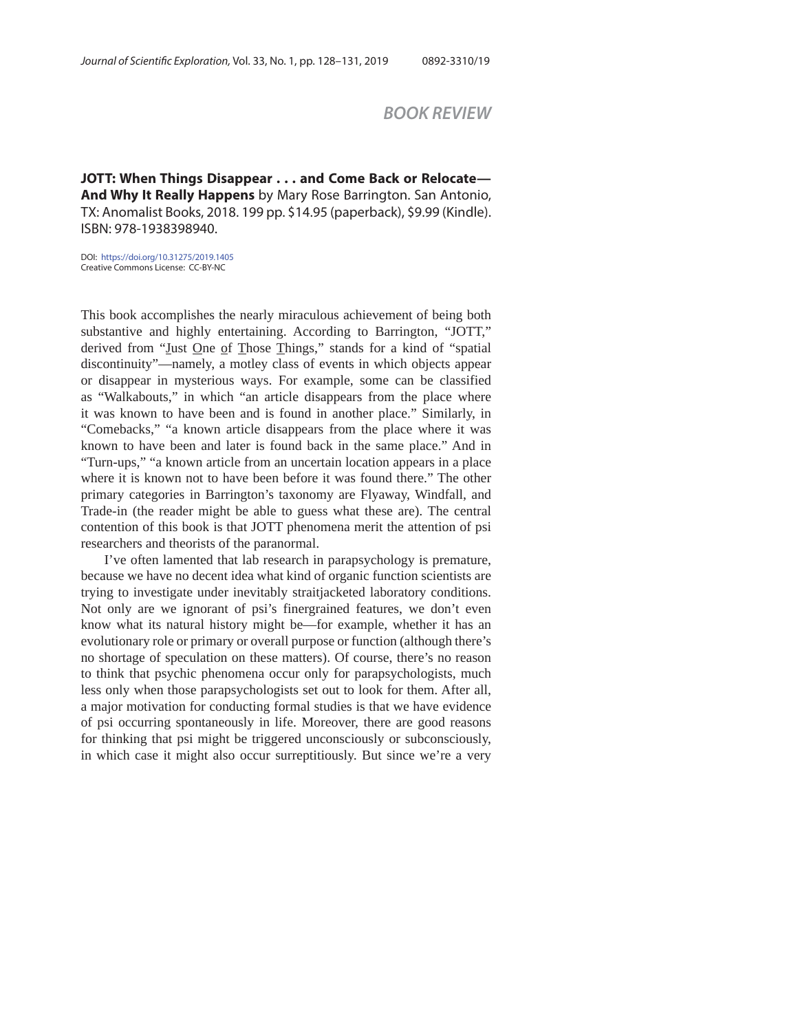## BOOK REVIEW

**JOTT: When Things Disappear . . . and Come Back or Relocate—And Why It Really Happens** by Mary Rose Barrington. San Antonio, TX: Anomalist Books, 2018. 199 pp. $14.95 (paperback), $9.99 (Kindle). ISBN: 978-1938398940.

DOI: https://doi.org/10.31275/2019.1405
Creative Commons License: CC-BY-NC

This book accomplishes the nearly miraculous achievement of being both substantive and highly entertaining. According to Barrington, "JOTT," derived from "Just One of Those Things," stands for a kind of "spatial discontinuity"—namely, a motley class of events in which objects appear or disappear in mysterious ways. For example, some can be classified as "Walkabouts," in which "an article disappears from the place where it was known to have been and is found in another place." Similarly, in "Comebacks," "a known article disappears from the place where it was known to have been and later is found back in the same place." And in "Turn-ups," "a known article from an uncertain location appears in a place where it is known not to have been before it was found there." The other primary categories in Barrington's taxonomy are Flyaway, Windfall, and Trade-in (the reader might be able to guess what these are). The central contention of this book is that JOTT phenomena merit the attention of psi researchers and theorists of the paranormal.

I've often lamented that lab research in parapsychology is premature, because we have no decent idea what kind of organic function scientists are trying to investigate under inevitably straitjacketed laboratory conditions. Not only are we ignorant of psi's finergrained features, we don't even know what its natural history might be—for example, whether it has an evolutionary role or primary or overall purpose or function (although there's no shortage of speculation on these matters). Of course, there's no reason to think that psychic phenomena occur only for parapsychologists, much less only when those parapsychologists set out to look for them. After all, a major motivation for conducting formal studies is that we have evidence of psi occurring spontaneously in life. Moreover, there are good reasons for thinking that psi might be triggered unconsciously or subconsciously, in which case it might also occur surreptitiously. But since we're a very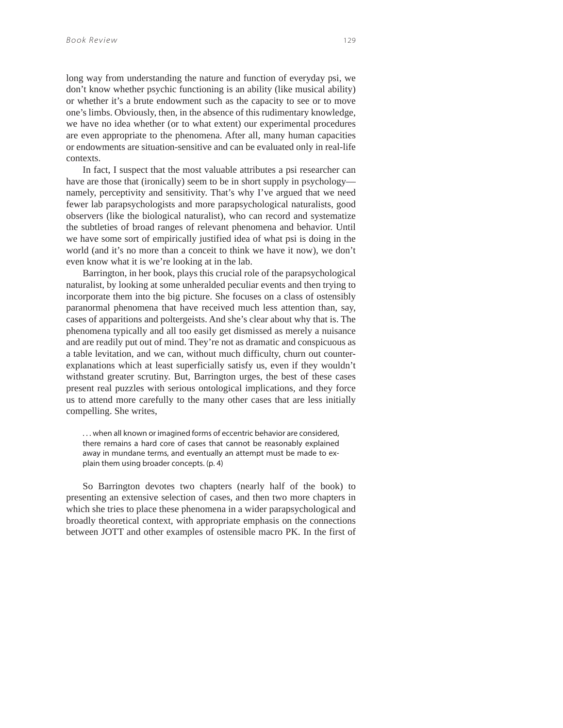long way from understanding the nature and function of everyday psi, we don't know whether psychic functioning is an ability (like musical ability) or whether it's a brute endowment such as the capacity to see or to move one's limbs. Obviously, then, in the absence of this rudimentary knowledge, we have no idea whether (or to what extent) our experimental procedures are even appropriate to the phenomena. After all, many human capacities or endowments are situation-sensitive and can be evaluated only in real-life contexts.

In fact, I suspect that the most valuable attributes a psi researcher can have are those that (ironically) seem to be in short supply in psychology—namely, perceptivity and sensitivity. That's why I've argued that we need fewer lab parapsychologists and more parapsychological naturalists, good observers (like the biological naturalist), who can record and systematize the subtleties of broad ranges of relevant phenomena and behavior. Until we have some sort of empirically justified idea of what psi is doing in the world (and it's no more than a conceit to think we have it now), we don't even know what it is we're looking at in the lab.

Barrington, in her book, plays this crucial role of the parapsychological naturalist, by looking at some unheralded peculiar events and then trying to incorporate them into the big picture. She focuses on a class of ostensibly paranormal phenomena that have received much less attention than, say, cases of apparitions and poltergeists. And she's clear about why that is. The phenomena typically and all too easily get dismissed as merely a nuisance and are readily put out of mind. They're not as dramatic and conspicuous as a table levitation, and we can, without much difficulty, churn out counter-explanations which at least superficially satisfy us, even if they wouldn't withstand greater scrutiny. But, Barrington urges, the best of these cases present real puzzles with serious ontological implications, and they force us to attend more carefully to the many other cases that are less initially compelling. She writes,

> . . . when all known or imagined forms of eccentric behavior are considered, there remains a hard core of cases that cannot be reasonably explained away in mundane terms, and eventually an attempt must be made to explain them using broader concepts. (p. 4)

So Barrington devotes two chapters (nearly half of the book) to presenting an extensive selection of cases, and then two more chapters in which she tries to place these phenomena in a wider parapsychological and broadly theoretical context, with appropriate emphasis on the connections between JOTT and other examples of ostensible macro PK. In the first of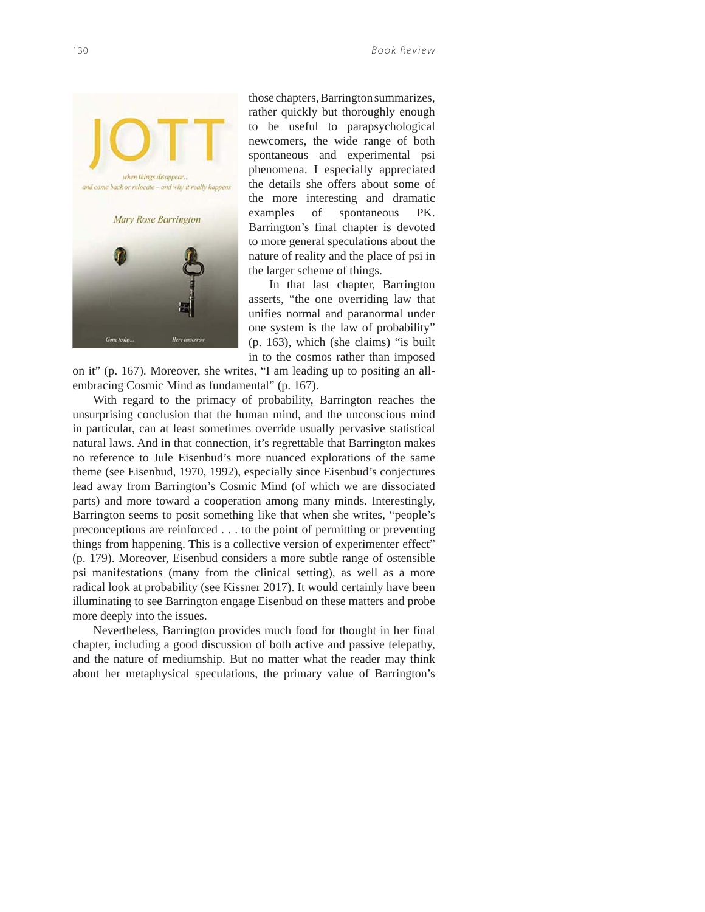those chapters, Barrington summarizes, rather quickly but thoroughly enough to be useful to parapsychological newcomers, the wide range of both spontaneous and experimental psi phenomena. I especially appreciated the details she offers about some of the more interesting and dramatic examples of spontaneous PK. Barrington's final chapter is devoted to more general speculations about the nature of reality and the place of psi in the larger scheme of things.

In that last chapter, Barrington asserts, "the one overriding law that unifies normal and paranormal under one system is the law of probability" (p. 163), which (she claims) "is built in to the cosmos rather than imposed on it" (p. 167). Moreover, she writes, "I am leading up to positing an all-embracing Cosmic Mind as fundamental" (p. 167).

With regard to the primacy of probability, Barrington reaches the unsurprising conclusion that the human mind, and the unconscious mind in particular, can at least sometimes override usually pervasive statistical natural laws. And in that connection, it's regrettable that Barrington makes no reference to Jule Eisenbud's more nuanced explorations of the same theme (see Eisenbud, 1970, 1992), especially since Eisenbud's conjectures lead away from Barrington's Cosmic Mind (of which we are dissociated parts) and more toward a cooperation among many minds. Interestingly, Barrington seems to posit something like that when she writes, "people's preconceptions are reinforced . . . to the point of permitting or preventing things from happening. This is a collective version of experimenter effect" (p. 179). Moreover, Eisenbud considers a more subtle range of ostensible psi manifestations (many from the clinical setting), as well as a more radical look at probability (see Kissner 2017). It would certainly have been illuminating to see Barrington engage Eisenbud on these matters and probe more deeply into the issues.

Nevertheless, Barrington provides much food for thought in her final chapter, including a good discussion of both active and passive telepathy, and the nature of mediumship. But no matter what the reader may think about her metaphysical speculations, the primary value of Barrington's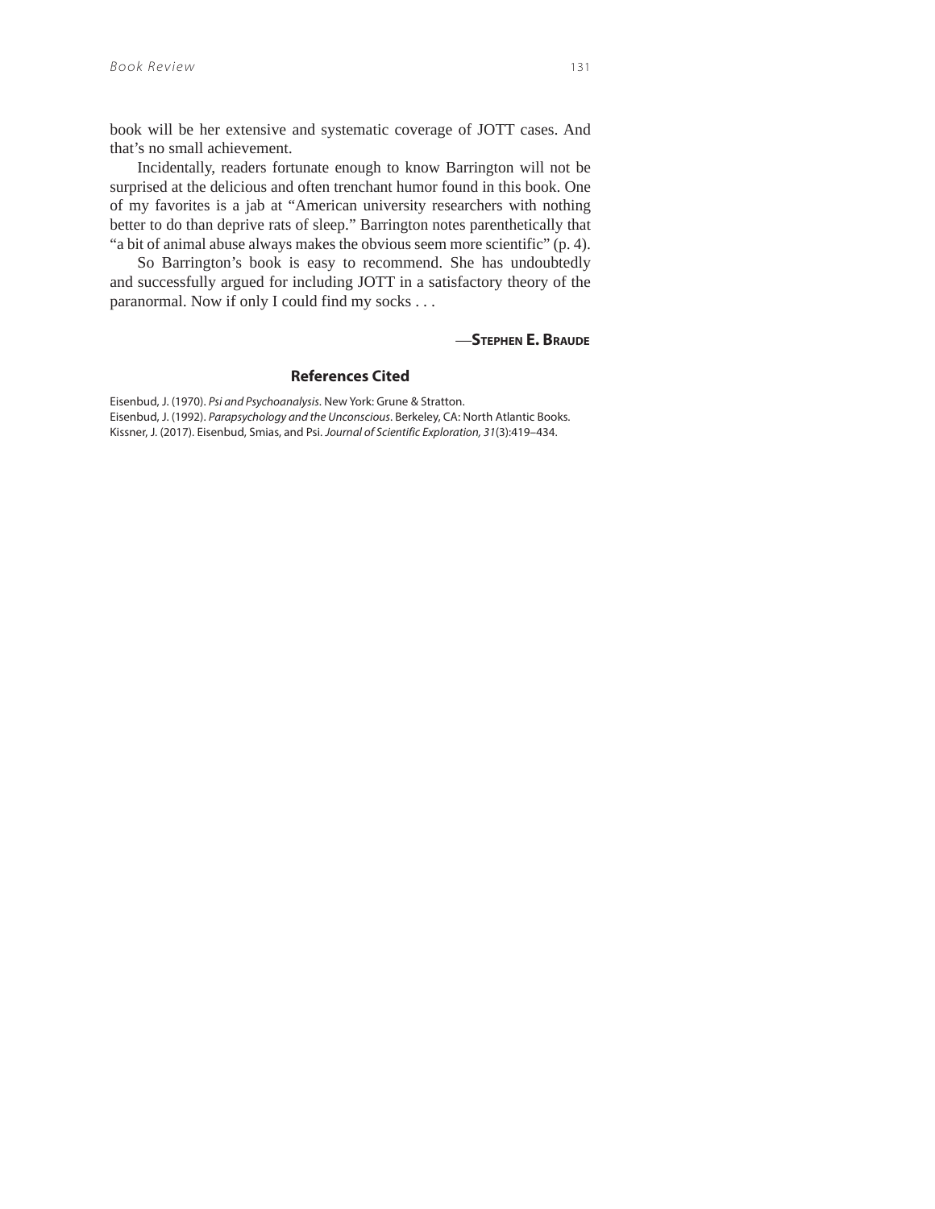book will be her extensive and systematic coverage of JOTT cases. And that's no small achievement.

Incidentally, readers fortunate enough to know Barrington will not be surprised at the delicious and often trenchant humor found in this book. One of my favorites is a jab at "American university researchers with nothing better to do than deprive rats of sleep." Barrington notes parenthetically that "a bit of animal abuse always makes the obvious seem more scientific" (p. 4).

So Barrington's book is easy to recommend. She has undoubtedly and successfully argued for including JOTT in a satisfactory theory of the paranormal. Now if only I could find my socks . . .

—**Stephen E. Braude**

## References Cited

Eisenbud, J. (1970). *Psi and Psychoanalysis*. New York: Grune & Stratton.

Eisenbud, J. (1992). *Parapsychology and the Unconscious*. Berkeley, CA: North Atlantic Books.

Kissner, J. (2017). Eisenbud, Smias, and Psi. *Journal of Scientific Exploration, 31*(3):419–434.